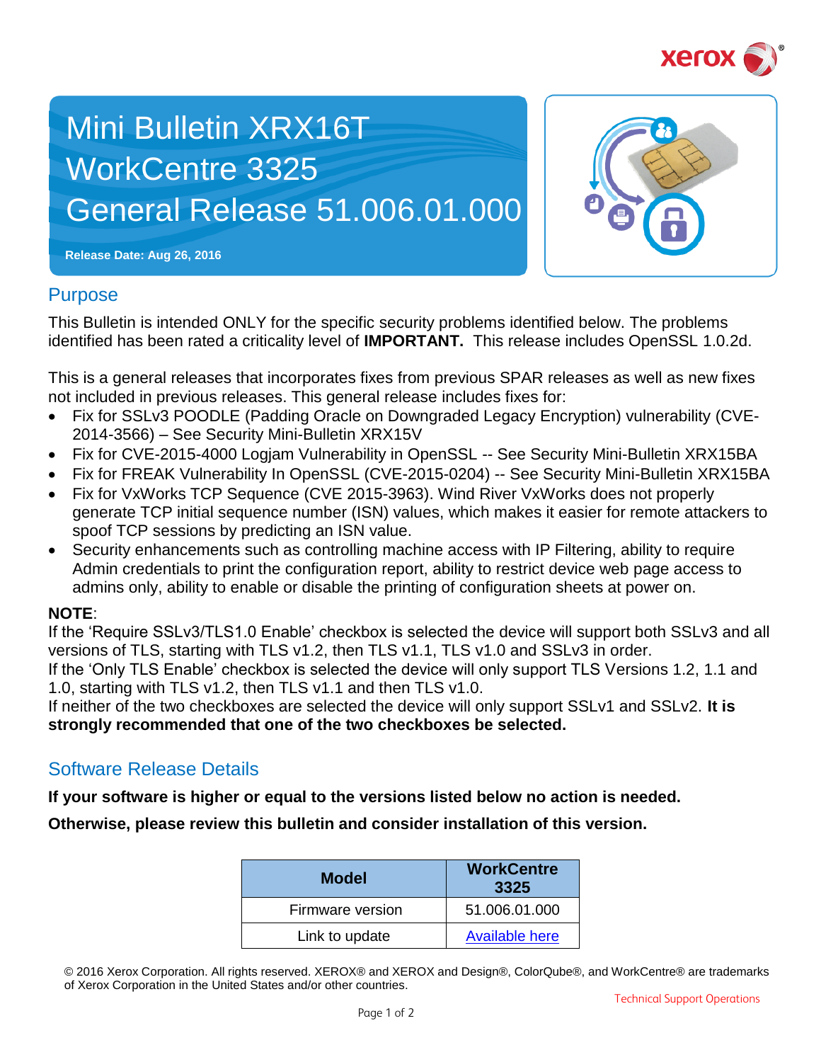# Mini Bulletin XRX16T WorkCentre 3325 General Release 51.006.01.000

**Release Date: Aug 26, 2016**

## Purpose

This Bulletin is intended ONLY for the specific security problems identified below. The problems identified has been rated a criticality level of **IMPORTANT.** This release includes OpenSSL 1.0.2d.

This is a general releases that incorporates fixes from previous SPAR releases as well as new fixes not included in previous releases. This general release includes fixes for:

- Fix for SSLv3 POODLE (Padding Oracle on Downgraded Legacy Encryption) vulnerability (CVE-2014-3566) – See Security Mini-Bulletin XRX15V
- Fix for CVE-2015-4000 Logjam Vulnerability in OpenSSL -- See Security Mini-Bulletin XRX15BA
- Fix for FREAK Vulnerability In OpenSSL (CVE-2015-0204) -- See Security Mini-Bulletin XRX15BA
- Fix for VxWorks TCP Sequence (CVE 2015-3963). Wind River VxWorks does not properly generate TCP initial sequence number (ISN) values, which makes it easier for remote attackers to spoof TCP sessions by predicting an ISN value.
- Security enhancements such as controlling machine access with IP Filtering, ability to require Admin credentials to print the configuration report, ability to restrict device web page access to admins only, ability to enable or disable the printing of configuration sheets at power on.

**NOTE**:
If the ‘Require SSLv3/TLS1.0 Enable’ checkbox is selected the device will support both SSLv3 and all versions of TLS, starting with TLS v1.2, then TLS v1.1, TLS v1.0 and SSLv3 in order.
If the ‘Only TLS Enable’ checkbox is selected the device will only support TLS Versions 1.2, 1.1 and 1.0, starting with TLS v1.2, then TLS v1.1 and then TLS v1.0.
If neither of the two checkboxes are selected the device will only support SSLv1 and SSLv2. **It is strongly recommended that one of the two checkboxes be selected.**

## Software Release Details

**If your software is higher or equal to the versions listed below no action is needed.**

**Otherwise, please review this bulletin and consider installation of this version.**

| Model | WorkCentre 3325 |
|---|---|
| Firmware version | 51.006.01.000 |
| Link to update | Available here |

© 2016 Xerox Corporation. All rights reserved. XEROX® and XEROX and Design®, ColorQube®, and WorkCentre® are trademarks of Xerox Corporation in the United States and/or other countries.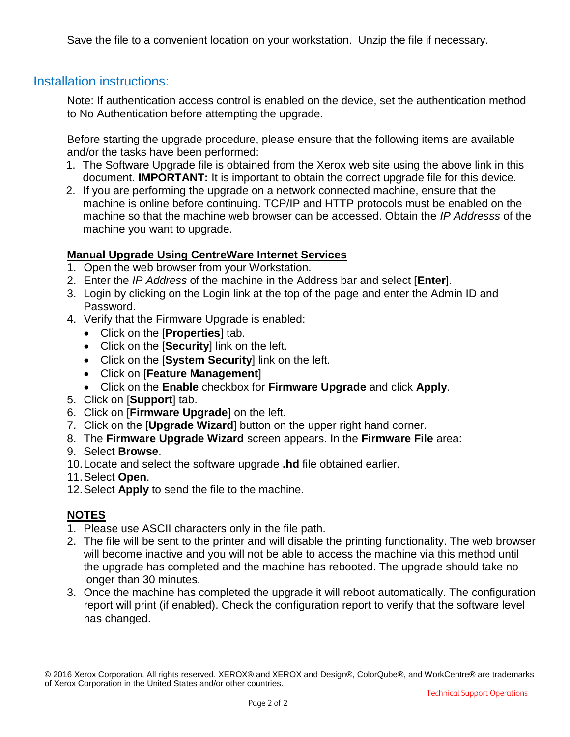Save the file to a convenient location on your workstation. Unzip the file if necessary.

## Installation instructions:

Note: If authentication access control is enabled on the device, set the authentication method to No Authentication before attempting the upgrade.

Before starting the upgrade procedure, please ensure that the following items are available and/or the tasks have been performed:

1. The Software Upgrade file is obtained from the Xerox web site using the above link in this document. **IMPORTANT:** It is important to obtain the correct upgrade file for this device.
2. If you are performing the upgrade on a network connected machine, ensure that the machine is online before continuing. TCP/IP and HTTP protocols must be enabled on the machine so that the machine web browser can be accessed. Obtain the *IP Addresss* of the machine you want to upgrade.

**Manual Upgrade Using CentreWare Internet Services**

1. Open the web browser from your Workstation.
2. Enter the *IP Address* of the machine in the Address bar and select [**Enter**].
3. Login by clicking on the Login link at the top of the page and enter the Admin ID and Password.
4. Verify that the Firmware Upgrade is enabled:
   - Click on the [**Properties**] tab.
   - Click on the [**Security**] link on the left.
   - Click on the [**System Security**] link on the left.
   - Click on [**Feature Management**]
   - Click on the **Enable** checkbox for **Firmware Upgrade** and click **Apply**.
5. Click on [**Support**] tab.
6. Click on [**Firmware Upgrade**] on the left.
7. Click on the [**Upgrade Wizard**] button on the upper right hand corner.
8. The **Firmware Upgrade Wizard** screen appears. In the **Firmware File** area:
9. Select **Browse**.
10. Locate and select the software upgrade **.hd** file obtained earlier.
11. Select **Open**.
12. Select **Apply** to send the file to the machine.

**NOTES**

1. Please use ASCII characters only in the file path.
2. The file will be sent to the printer and will disable the printing functionality. The web browser will become inactive and you will not be able to access the machine via this method until the upgrade has completed and the machine has rebooted. The upgrade should take no longer than 30 minutes.
3. Once the machine has completed the upgrade it will reboot automatically. The configuration report will print (if enabled). Check the configuration report to verify that the software level has changed.

© 2016 Xerox Corporation. All rights reserved. XEROX® and XEROX and Design®, ColorQube®, and WorkCentre® are trademarks of Xerox Corporation in the United States and/or other countries.

Technical Support Operations